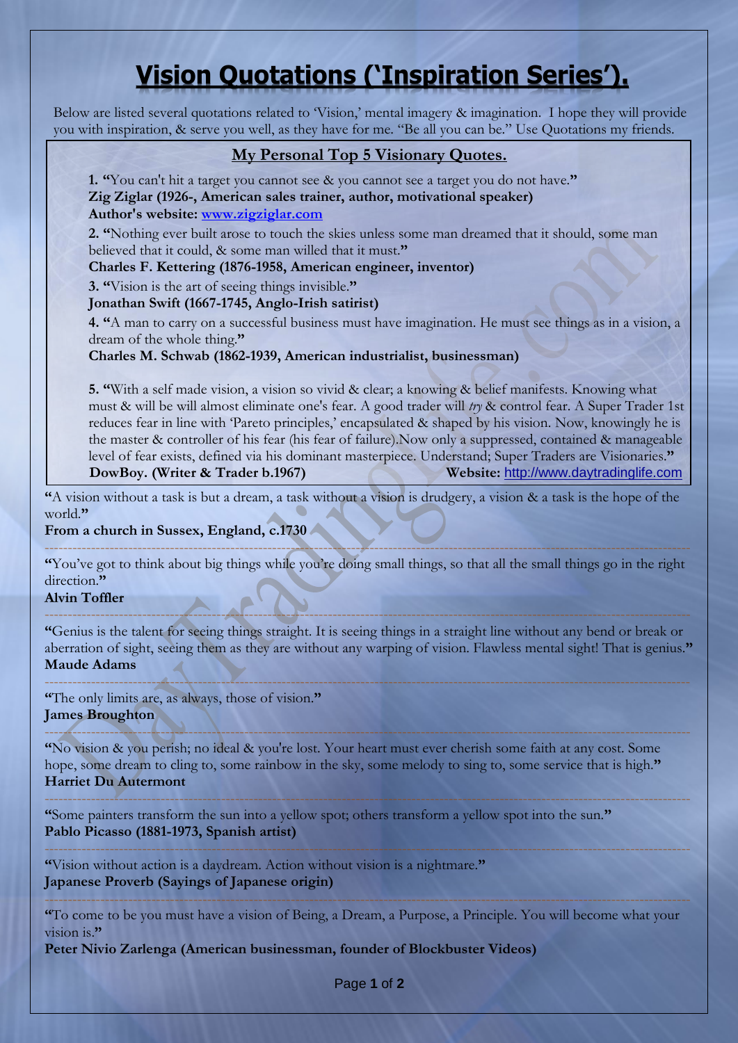# Vision Quotations ('Inspiration Series').

Below are listed several quotations related to 'Vision,' mental imagery & imagination. I hope they will provide you with inspiration, & serve you well, as they have for me. "Be all you can be." Use Quotations my friends.

## My Personal Top 5 Visionary Quotes.

1. **"**You can't hit a target you cannot see & you cannot see a target you do not have.**"**
**Zig Ziglar (1926-, American sales trainer, author, motivational speaker)**
**Author's website: [www.zigziglar.com](http://www.zigziglar.com)**

2. **"**Nothing ever built arose to touch the skies unless some man dreamed that it should, some man believed that it could, & some man willed that it must.**"**
**Charles F. Kettering (1876-1958, American engineer, inventor)**

3. **"**Vision is the art of seeing things invisible.**"**
**Jonathan Swift (1667-1745, Anglo-Irish satirist)**

4. **"**A man to carry on a successful business must have imagination. He must see things as in a vision, a dream of the whole thing.**"**
**Charles M. Schwab (1862-1939, American industrialist, businessman)**

5. **"**With a self made vision, a vision so vivid & clear; a knowing & belief manifests. Knowing what must & will be will almost eliminate one's fear. A good trader will *try* & control fear. A Super Trader 1st reduces fear in line with 'Pareto principles,' encapsulated & shaped by his vision. Now, knowingly he is the master & controller of his fear (his fear of failure).Now only a suppressed, contained & manageable level of fear exists, defined via his dominant masterpiece. Understand; Super Traders are Visionaries.**"**
**DowBoy. (Writer & Trader b.1967)** **Website:** [http://www.daytradinglife.com](http://www.daytradinglife.com)

---

**"**A vision without a task is but a dream, a task without a vision is drudgery, a vision & a task is the hope of the world.**"**
**From a church in Sussex, England, c.1730**

---

**"**You've got to think about big things while you're doing small things, so that all the small things go in the right direction.**"**
**Alvin Toffler**

---

**"**Genius is the talent for seeing things straight. It is seeing things in a straight line without any bend or break or aberration of sight, seeing them as they are without any warping of vision. Flawless mental sight! That is genius.**"**
**Maude Adams**

---

**"**The only limits are, as always, those of vision.**"**
**James Broughton**

---

**"**No vision & you perish; no ideal & you're lost. Your heart must ever cherish some faith at any cost. Some hope, some dream to cling to, some rainbow in the sky, some melody to sing to, some service that is high.**"**
**Harriet Du Autermont**

---

**"**Some painters transform the sun into a yellow spot; others transform a yellow spot into the sun.**"**
**Pablo Picasso (1881-1973, Spanish artist)**

---

**"**Vision without action is a daydream. Action without vision is a nightmare.**"**
**Japanese Proverb (Sayings of Japanese origin)**

---

**"**To come to be you must have a vision of Being, a Dream, a Purpose, a Principle. You will become what your vision is.**"**
**Peter Nivio Zarlenga (American businessman, founder of Blockbuster Videos)**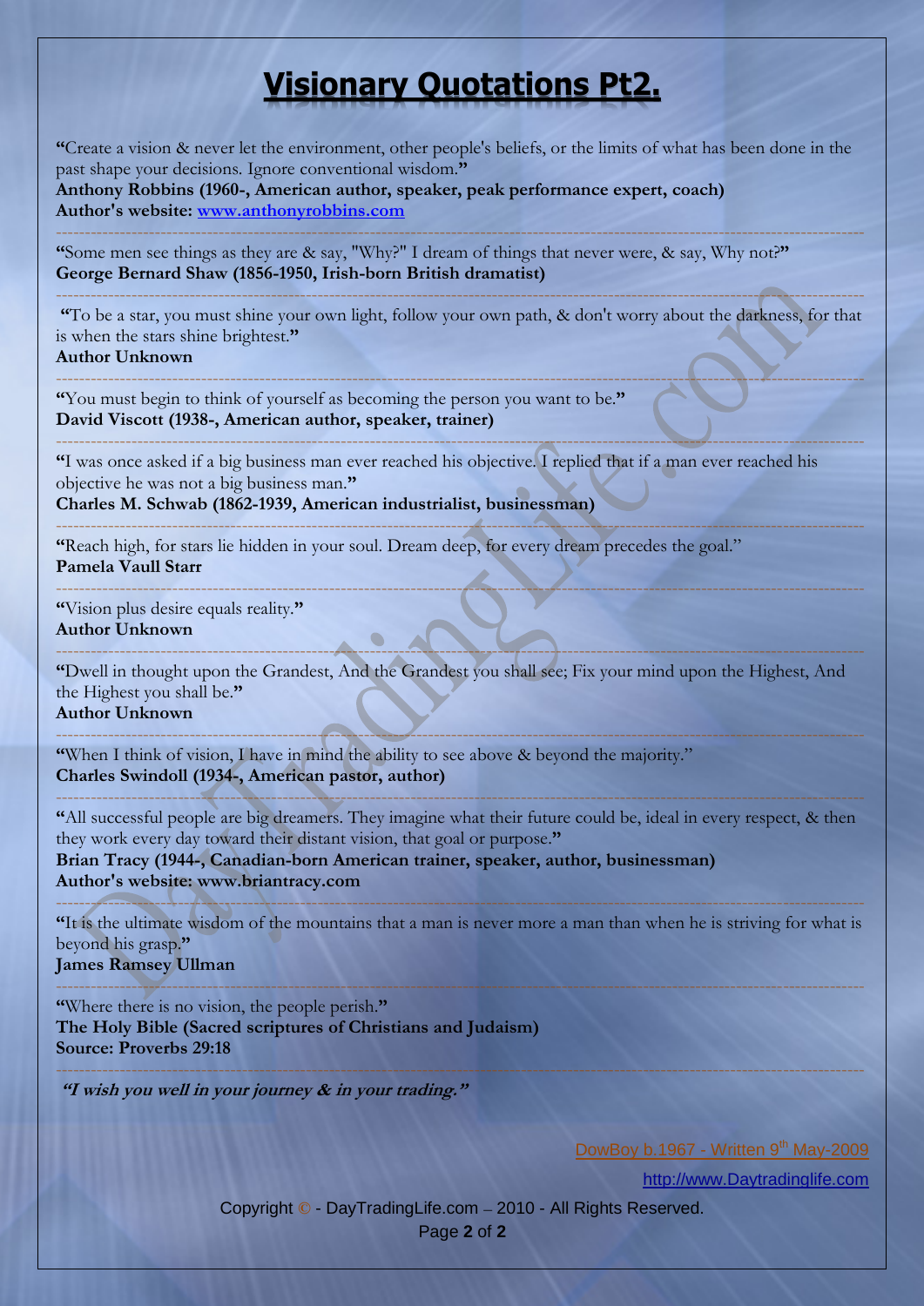# Visionary Quotations Pt2.

**"**Create a vision & never let the environment, other people's beliefs, or the limits of what has been done in the past shape your decisions. Ignore conventional wisdom.**"**
**Anthony Robbins (1960-, American author, speaker, peak performance expert, coach)**
**Author's website: www.anthonyrobbins.com**

---

**"**Some men see things as they are & say, "Why?" I dream of things that never were, & say, Why not?**"**
**George Bernard Shaw (1856-1950, Irish-born British dramatist)**

---

**"**To be a star, you must shine your own light, follow your own path, & don't worry about the darkness, for that is when the stars shine brightest.**"**
**Author Unknown**

---

**"**You must begin to think of yourself as becoming the person you want to be.**"**
**David Viscott (1938-, American author, speaker, trainer)**

---

**"**I was once asked if a big business man ever reached his objective. I replied that if a man ever reached his objective he was not a big business man.**"**
**Charles M. Schwab (1862-1939, American industrialist, businessman)**

---

**"**Reach high, for stars lie hidden in your soul. Dream deep, for every dream precedes the goal."
**Pamela Vaull Starr**

---

**"**Vision plus desire equals reality.**"**
**Author Unknown**

---

**"**Dwell in thought upon the Grandest, And the Grandest you shall see; Fix your mind upon the Highest, And the Highest you shall be.**"**
**Author Unknown**

---

**"**When I think of vision, I have in mind the ability to see above & beyond the majority."
**Charles Swindoll (1934-, American pastor, author)**

---

**"**All successful people are big dreamers. They imagine what their future could be, ideal in every respect, & then they work every day toward their distant vision, that goal or purpose.**"**
**Brian Tracy (1944-, Canadian-born American trainer, speaker, author, businessman)**
**Author's website: www.briantracy.com**

---

**"**It is the ultimate wisdom of the mountains that a man is never more a man than when he is striving for what is beyond his grasp.**"**
**James Ramsey Ullman**

---

**"**Where there is no vision, the people perish.**"**
**The Holy Bible (Sacred scriptures of Christians and Judaism)**
**Source: Proverbs 29:18**

---

***"I wish you well in your journey & in your trading."***

DowBoy b.1967 - Written 9th May-2009

http://www.Daytradinglife.com

Copyright © - DayTradingLife.com – 2010 - All Rights Reserved.